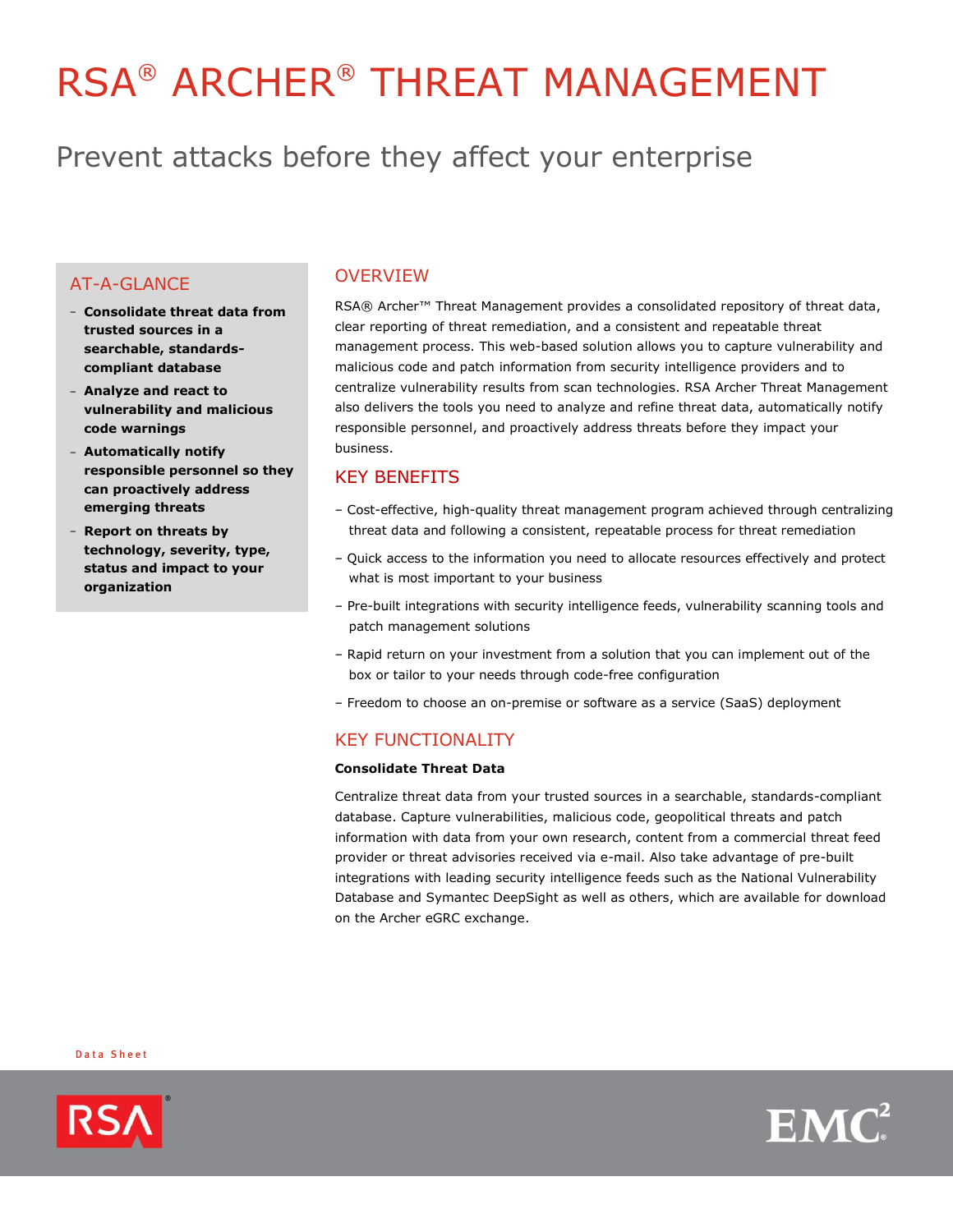# RSA® ARCHER® THREAT MANAGEMENT

## Prevent attacks before they affect your enterprise

### AT-A-GLANCE

- **Consolidate threat data from trusted sources in a searchable, standards-compliant database**
- **Analyze and react to vulnerability and malicious code warnings**
- **Automatically notify responsible personnel so they can proactively address emerging threats**
- **Report on threats by technology, severity, type, status and impact to your organization**

### OVERVIEW

RSA® Archer™ Threat Management provides a consolidated repository of threat data, clear reporting of threat remediation, and a consistent and repeatable threat management process. This web-based solution allows you to capture vulnerability and malicious code and patch information from security intelligence providers and to centralize vulnerability results from scan technologies. RSA Archer Threat Management also delivers the tools you need to analyze and refine threat data, automatically notify responsible personnel, and proactively address threats before they impact your business.

### KEY BENEFITS

- Cost-effective, high-quality threat management program achieved through centralizing threat data and following a consistent, repeatable process for threat remediation
- Quick access to the information you need to allocate resources effectively and protect what is most important to your business
- Pre-built integrations with security intelligence feeds, vulnerability scanning tools and patch management solutions
- Rapid return on your investment from a solution that you can implement out of the box or tailor to your needs through code-free configuration
- Freedom to choose an on-premise or software as a service (SaaS) deployment

### KEY FUNCTIONALITY

**Consolidate Threat Data**

Centralize threat data from your trusted sources in a searchable, standards-compliant database. Capture vulnerabilities, malicious code, geopolitical threats and patch information with data from your own research, content from a commercial threat feed provider or threat advisories received via e-mail. Also take advantage of pre-built integrations with leading security intelligence feeds such as the National Vulnerability Database and Symantec DeepSight as well as others, which are available for download on the Archer eGRC exchange.

Data Sheet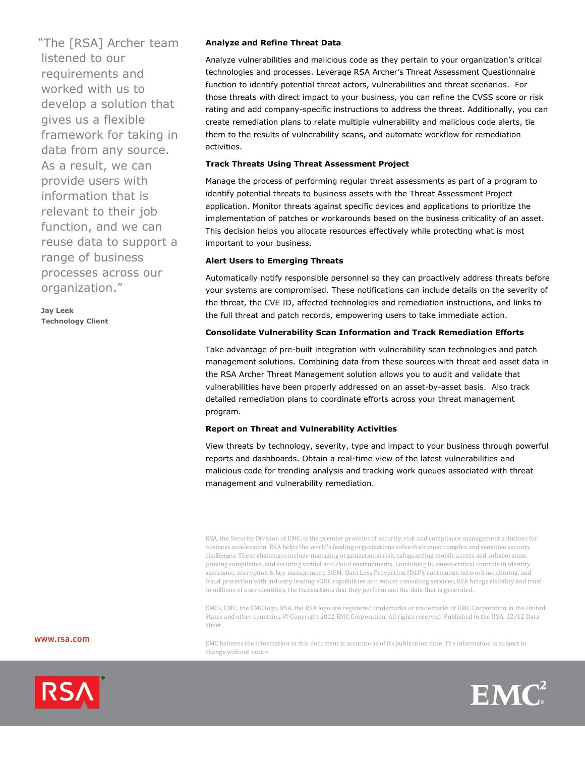"The [RSA] Archer team listened to our requirements and worked with us to develop a solution that gives us a flexible framework for taking in data from any source. As a result, we can provide users with information that is relevant to their job function, and we can reuse data to support a range of business processes across our organization."

**Jay Leek**
**Technology Client**

### Analyze and Refine Threat Data

Analyze vulnerabilities and malicious code as they pertain to your organization's critical technologies and processes. Leverage RSA Archer's Threat Assessment Questionnaire function to identify potential threat actors, vulnerabilities and threat scenarios. For those threats with direct impact to your business, you can refine the CVSS score or risk rating and add company-specific instructions to address the threat. Additionally, you can create remediation plans to relate multiple vulnerability and malicious code alerts, tie them to the results of vulnerability scans, and automate workflow for remediation activities.

### Track Threats Using Threat Assessment Project

Manage the process of performing regular threat assessments as part of a program to identify potential threats to business assets with the Threat Assessment Project application. Monitor threats against specific devices and applications to prioritize the implementation of patches or workarounds based on the business criticality of an asset. This decision helps you allocate resources effectively while protecting what is most important to your business.

### Alert Users to Emerging Threats

Automatically notify responsible personnel so they can proactively address threats before your systems are compromised. These notifications can include details on the severity of the threat, the CVE ID, affected technologies and remediation instructions, and links to the full threat and patch records, empowering users to take immediate action.

### Consolidate Vulnerability Scan Information and Track Remediation Efforts

Take advantage of pre-built integration with vulnerability scan technologies and patch management solutions. Combining data from these sources with threat and asset data in the RSA Archer Threat Management solution allows you to audit and validate that vulnerabilities have been properly addressed on an asset-by-asset basis. Also track detailed remediation plans to coordinate efforts across your threat management program.

### Report on Threat and Vulnerability Activities

View threats by technology, severity, type and impact to your business through powerful reports and dashboards. Obtain a real-time view of the latest vulnerabilities and malicious code for trending analysis and tracking work queues associated with threat management and vulnerability remediation.

RSA, the Security Division of EMC, is the premier provider of security, risk and compliance management solutions for business acceleration. RSA helps the world's leading organizations solve their most complex and sensitive security challenges. These challenges include managing organizational risk, safeguarding mobile access and collaboration, proving compliance, and securing virtual and cloud environments. Combining business-critical controls in identity assurance, encryption & key management, SIEM, Data Loss Prevention (DLP), continuous network monitoring, and fraud protection with industry leading eGRC capabilities and robust consulting services, RSA brings visibility and trust to millions of user identities, the transactions that they perform and the data that is generated.

EMC², EMC, the EMC logo, RSA, the RSA logo are registered trademarks or trademarks of EMC Corporation in the United States and other countries. © Copyright 2012 EMC Corporation. All rights reserved. Published in the USA. 12/12 Data Sheet

EMC believes the information in this document is accurate as of its publication date. The information is subject to change without notice.

www.rsa.com